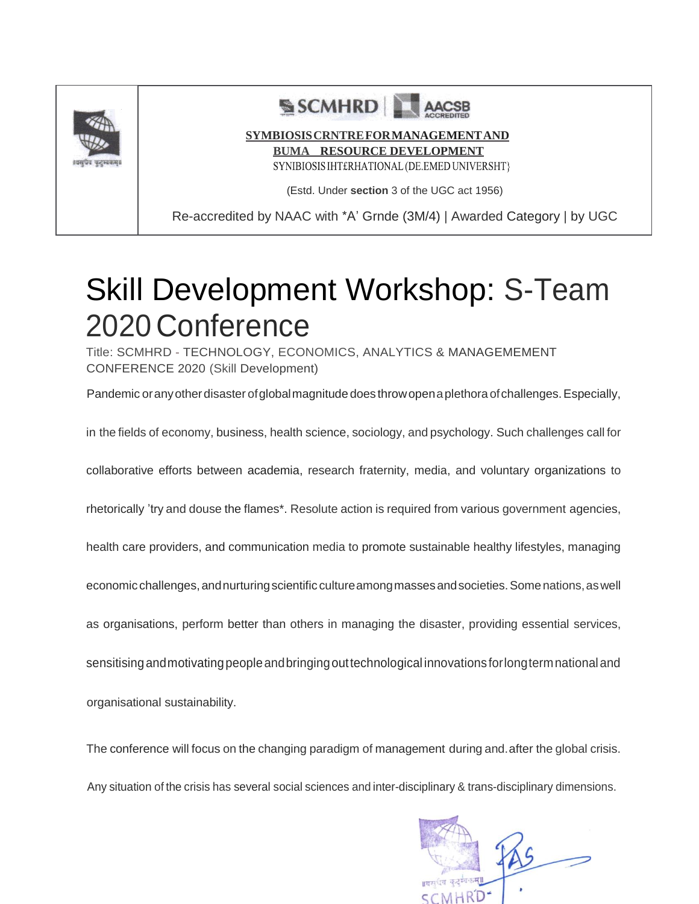| | SCMHRD \| AACSB ACCREDITED<br><br>**SYMBIOSIS CRNTRE FOR MANAGEMENT AND BUMA RESOURCE DEVELOPMENT**<br>SYNIBIOSIS IHT£RHATIONAL (DE.EMED UNIVERSHT}<br><br>(Estd. Under **section** 3 of the UGC act 1956)<br><br>Re-accredited by NAAC with *A' Grnde (3M/4) \| Awarded Category \| by UGC |
|---|---|

# Skill Development Workshop: S-Team 2020 Conference

Title: SCMHRD - TECHNOLOGY, ECONOMICS, ANALYTICS & MANAGEMEMENT CONFERENCE 2020 (Skill Development)

Pandemic or any other disaster of global magnitude does throw open a plethora of challenges. Especially, in the fields of economy, business, health science, sociology, and psychology. Such challenges call for collaborative efforts between academia, research fraternity, media, and voluntary organizations to rhetorically 'try and douse the flames*. Resolute action is required from various government agencies, health care providers, and communication media to promote sustainable healthy lifestyles, managing economic challenges, and nurturing scientific culture among masses and societies. Some nations, as well as organisations, perform better than others in managing the disaster, providing essential services, sensitising and motivating people and bringing out technological innovations for long term national and organisational sustainability.

The conference will focus on the changing paradigm of management during and.after the global crisis. Any situation of the crisis has several social sciences and inter-disciplinary & trans-disciplinary dimensions.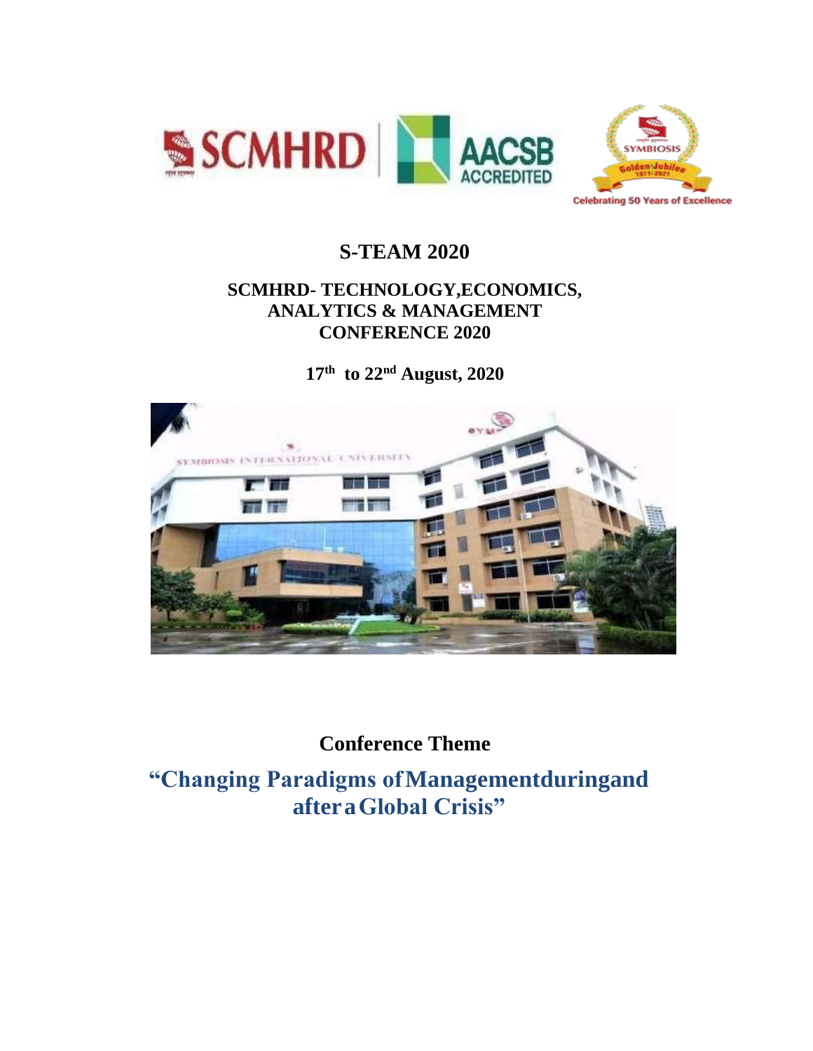# S-TEAM 2020

## SCMHRD- TECHNOLOGY,ECONOMICS, ANALYTICS & MANAGEMENT CONFERENCE 2020

**17th to 22nd August, 2020**

## Conference Theme

## "Changing Paradigms of Management during and after a Global Crisis"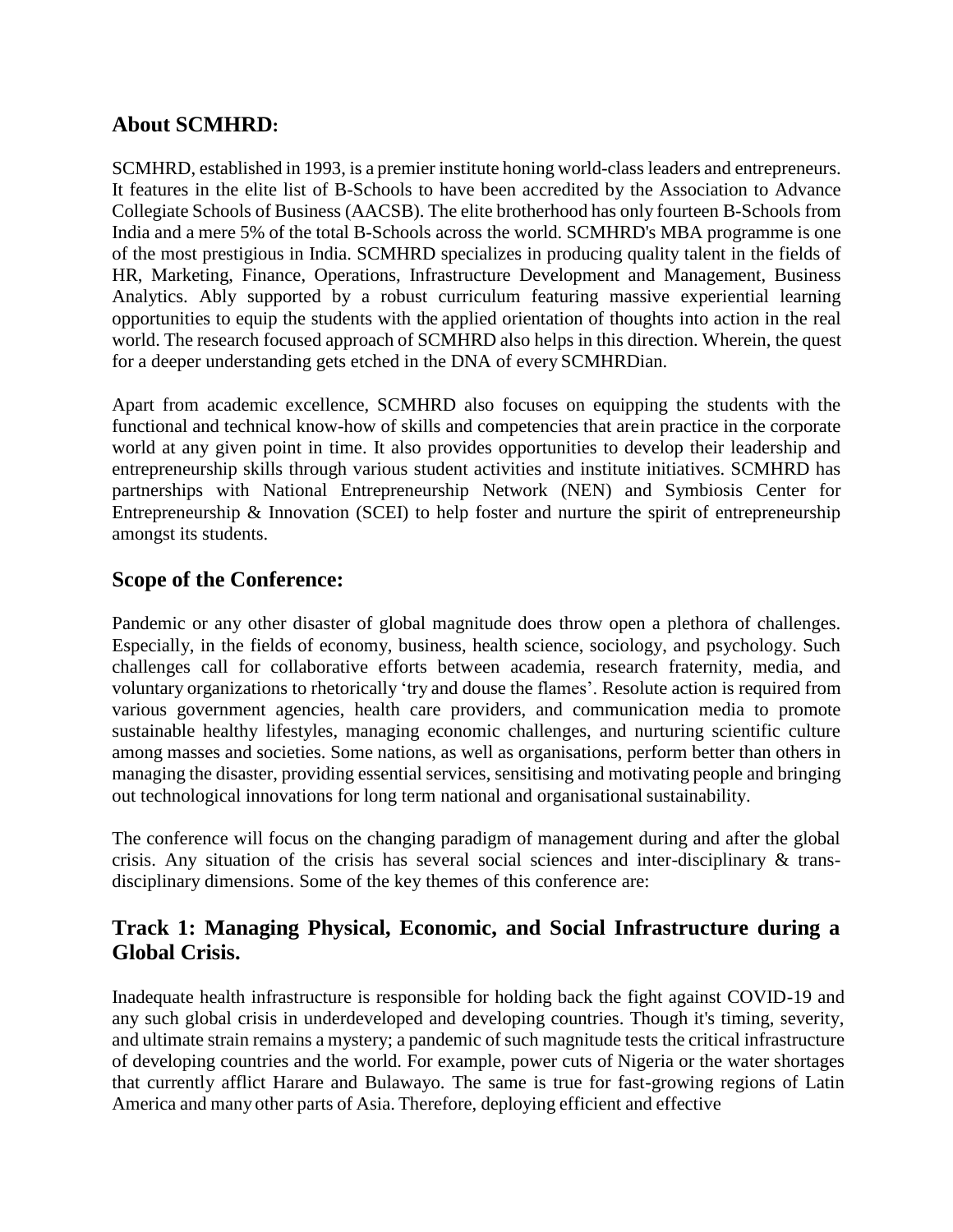## About SCMHRD:

SCMHRD, established in 1993, is a premier institute honing world-class leaders and entrepreneurs. It features in the elite list of B-Schools to have been accredited by the Association to Advance Collegiate Schools of Business (AACSB). The elite brotherhood has only fourteen B-Schools from India and a mere 5% of the total B-Schools across the world. SCMHRD's MBA programme is one of the most prestigious in India. SCMHRD specializes in producing quality talent in the fields of HR, Marketing, Finance, Operations, Infrastructure Development and Management, Business Analytics. Ably supported by a robust curriculum featuring massive experiential learning opportunities to equip the students with the applied orientation of thoughts into action in the real world. The research focused approach of SCMHRD also helps in this direction. Wherein, the quest for a deeper understanding gets etched in the DNA of every SCMHRDian.

Apart from academic excellence, SCMHRD also focuses on equipping the students with the functional and technical know-how of skills and competencies that arein practice in the corporate world at any given point in time. It also provides opportunities to develop their leadership and entrepreneurship skills through various student activities and institute initiatives. SCMHRD has partnerships with National Entrepreneurship Network (NEN) and Symbiosis Center for Entrepreneurship & Innovation (SCEI) to help foster and nurture the spirit of entrepreneurship amongst its students.

## Scope of the Conference:

Pandemic or any other disaster of global magnitude does throw open a plethora of challenges. Especially, in the fields of economy, business, health science, sociology, and psychology. Such challenges call for collaborative efforts between academia, research fraternity, media, and voluntary organizations to rhetorically 'try and douse the flames'. Resolute action is required from various government agencies, health care providers, and communication media to promote sustainable healthy lifestyles, managing economic challenges, and nurturing scientific culture among masses and societies. Some nations, as well as organisations, perform better than others in managing the disaster, providing essential services, sensitising and motivating people and bringing out technological innovations for long term national and organisational sustainability.

The conference will focus on the changing paradigm of management during and after the global crisis. Any situation of the crisis has several social sciences and inter-disciplinary & trans-disciplinary dimensions. Some of the key themes of this conference are:

## Track 1: Managing Physical, Economic, and Social Infrastructure during a Global Crisis.

Inadequate health infrastructure is responsible for holding back the fight against COVID-19 and any such global crisis in underdeveloped and developing countries. Though it's timing, severity, and ultimate strain remains a mystery; a pandemic of such magnitude tests the critical infrastructure of developing countries and the world. For example, power cuts of Nigeria or the water shortages that currently afflict Harare and Bulawayo. The same is true for fast-growing regions of Latin America and many other parts of Asia. Therefore, deploying efficient and effective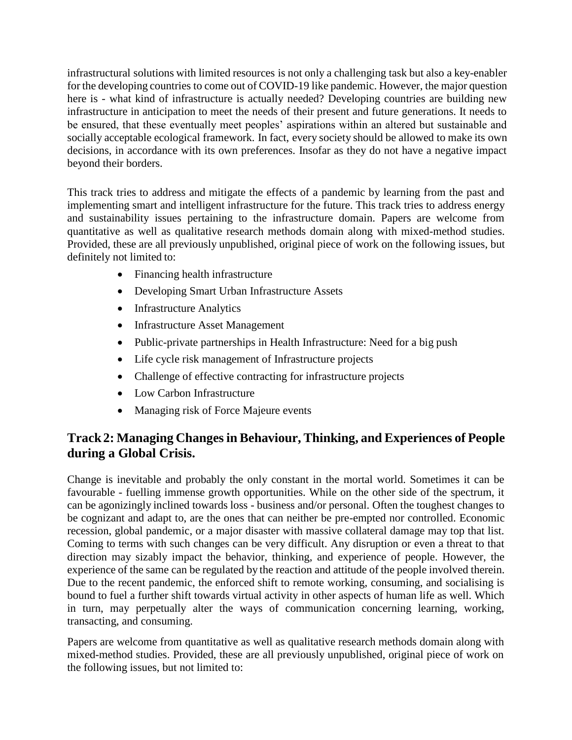infrastructural solutions with limited resources is not only a challenging task but also a key-enabler for the developing countries to come out of COVID-19 like pandemic. However, the major question here is - what kind of infrastructure is actually needed? Developing countries are building new infrastructure in anticipation to meet the needs of their present and future generations. It needs to be ensured, that these eventually meet peoples' aspirations within an altered but sustainable and socially acceptable ecological framework. In fact, every society should be allowed to make its own decisions, in accordance with its own preferences. Insofar as they do not have a negative impact beyond their borders.

This track tries to address and mitigate the effects of a pandemic by learning from the past and implementing smart and intelligent infrastructure for the future. This track tries to address energy and sustainability issues pertaining to the infrastructure domain. Papers are welcome from quantitative as well as qualitative research methods domain along with mixed-method studies. Provided, these are all previously unpublished, original piece of work on the following issues, but definitely not limited to:

- Financing health infrastructure
- Developing Smart Urban Infrastructure Assets
- Infrastructure Analytics
- Infrastructure Asset Management
- Public-private partnerships in Health Infrastructure: Need for a big push
- Life cycle risk management of Infrastructure projects
- Challenge of effective contracting for infrastructure projects
- Low Carbon Infrastructure
- Managing risk of Force Majeure events

## Track 2: Managing Changes in Behaviour, Thinking, and Experiences of People during a Global Crisis.

Change is inevitable and probably the only constant in the mortal world. Sometimes it can be favourable - fuelling immense growth opportunities. While on the other side of the spectrum, it can be agonizingly inclined towards loss - business and/or personal. Often the toughest changes to be cognizant and adapt to, are the ones that can neither be pre-empted nor controlled. Economic recession, global pandemic, or a major disaster with massive collateral damage may top that list. Coming to terms with such changes can be very difficult. Any disruption or even a threat to that direction may sizably impact the behavior, thinking, and experience of people. However, the experience of the same can be regulated by the reaction and attitude of the people involved therein. Due to the recent pandemic, the enforced shift to remote working, consuming, and socialising is bound to fuel a further shift towards virtual activity in other aspects of human life as well. Which in turn, may perpetually alter the ways of communication concerning learning, working, transacting, and consuming.

Papers are welcome from quantitative as well as qualitative research methods domain along with mixed-method studies. Provided, these are all previously unpublished, original piece of work on the following issues, but not limited to: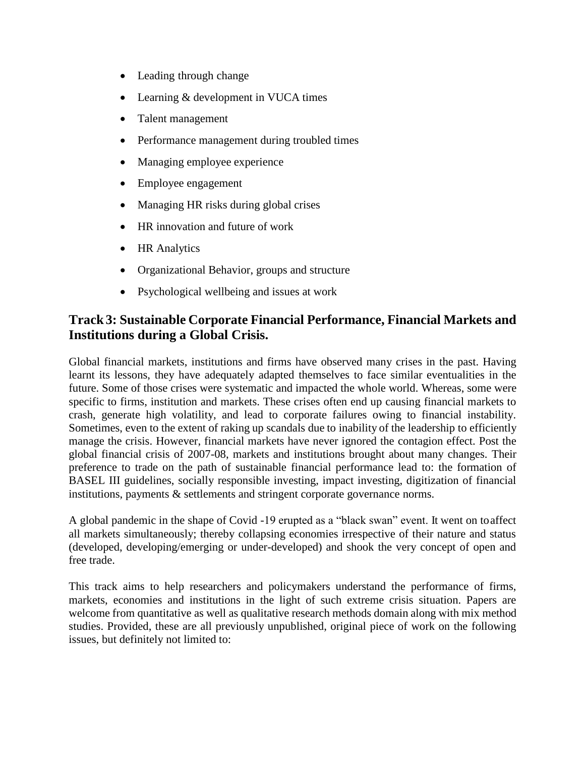- Leading through change
- Learning & development in VUCA times
- Talent management
- Performance management during troubled times
- Managing employee experience
- Employee engagement
- Managing HR risks during global crises
- HR innovation and future of work
- HR Analytics
- Organizational Behavior, groups and structure
- Psychological wellbeing and issues at work

## Track 3: Sustainable Corporate Financial Performance, Financial Markets and Institutions during a Global Crisis.

Global financial markets, institutions and firms have observed many crises in the past. Having learnt its lessons, they have adequately adapted themselves to face similar eventualities in the future. Some of those crises were systematic and impacted the whole world. Whereas, some were specific to firms, institution and markets. These crises often end up causing financial markets to crash, generate high volatility, and lead to corporate failures owing to financial instability. Sometimes, even to the extent of raking up scandals due to inability of the leadership to efficiently manage the crisis. However, financial markets have never ignored the contagion effect. Post the global financial crisis of 2007-08, markets and institutions brought about many changes. Their preference to trade on the path of sustainable financial performance lead to: the formation of BASEL III guidelines, socially responsible investing, impact investing, digitization of financial institutions, payments & settlements and stringent corporate governance norms.

A global pandemic in the shape of Covid -19 erupted as a "black swan" event. It went on to affect all markets simultaneously; thereby collapsing economies irrespective of their nature and status (developed, developing/emerging or under-developed) and shook the very concept of open and free trade.

This track aims to help researchers and policymakers understand the performance of firms, markets, economies and institutions in the light of such extreme crisis situation. Papers are welcome from quantitative as well as qualitative research methods domain along with mix method studies. Provided, these are all previously unpublished, original piece of work on the following issues, but definitely not limited to: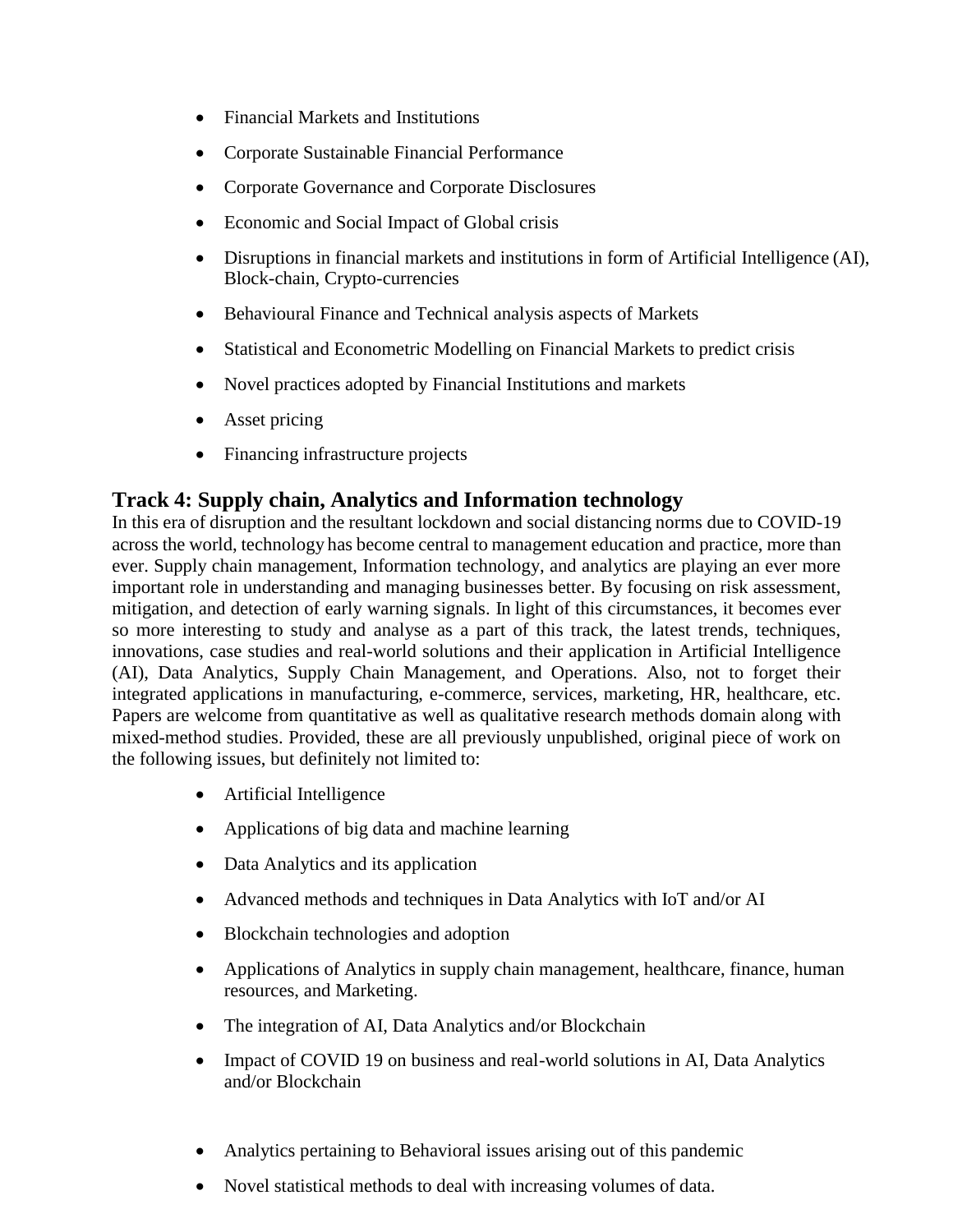- Financial Markets and Institutions
- Corporate Sustainable Financial Performance
- Corporate Governance and Corporate Disclosures
- Economic and Social Impact of Global crisis
- Disruptions in financial markets and institutions in form of Artificial Intelligence (AI), Block-chain, Crypto-currencies
- Behavioural Finance and Technical analysis aspects of Markets
- Statistical and Econometric Modelling on Financial Markets to predict crisis
- Novel practices adopted by Financial Institutions and markets
- Asset pricing
- Financing infrastructure projects

## Track 4: Supply chain, Analytics and Information technology

In this era of disruption and the resultant lockdown and social distancing norms due to COVID-19 across the world, technology has become central to management education and practice, more than ever. Supply chain management, Information technology, and analytics are playing an ever more important role in understanding and managing businesses better. By focusing on risk assessment, mitigation, and detection of early warning signals. In light of this circumstances, it becomes ever so more interesting to study and analyse as a part of this track, the latest trends, techniques, innovations, case studies and real-world solutions and their application in Artificial Intelligence (AI), Data Analytics, Supply Chain Management, and Operations. Also, not to forget their integrated applications in manufacturing, e-commerce, services, marketing, HR, healthcare, etc. Papers are welcome from quantitative as well as qualitative research methods domain along with mixed-method studies. Provided, these are all previously unpublished, original piece of work on the following issues, but definitely not limited to:

- Artificial Intelligence
- Applications of big data and machine learning
- Data Analytics and its application
- Advanced methods and techniques in Data Analytics with IoT and/or AI
- Blockchain technologies and adoption
- Applications of Analytics in supply chain management, healthcare, finance, human resources, and Marketing.
- The integration of AI, Data Analytics and/or Blockchain
- Impact of COVID 19 on business and real-world solutions in AI, Data Analytics and/or Blockchain
- Analytics pertaining to Behavioral issues arising out of this pandemic
- Novel statistical methods to deal with increasing volumes of data.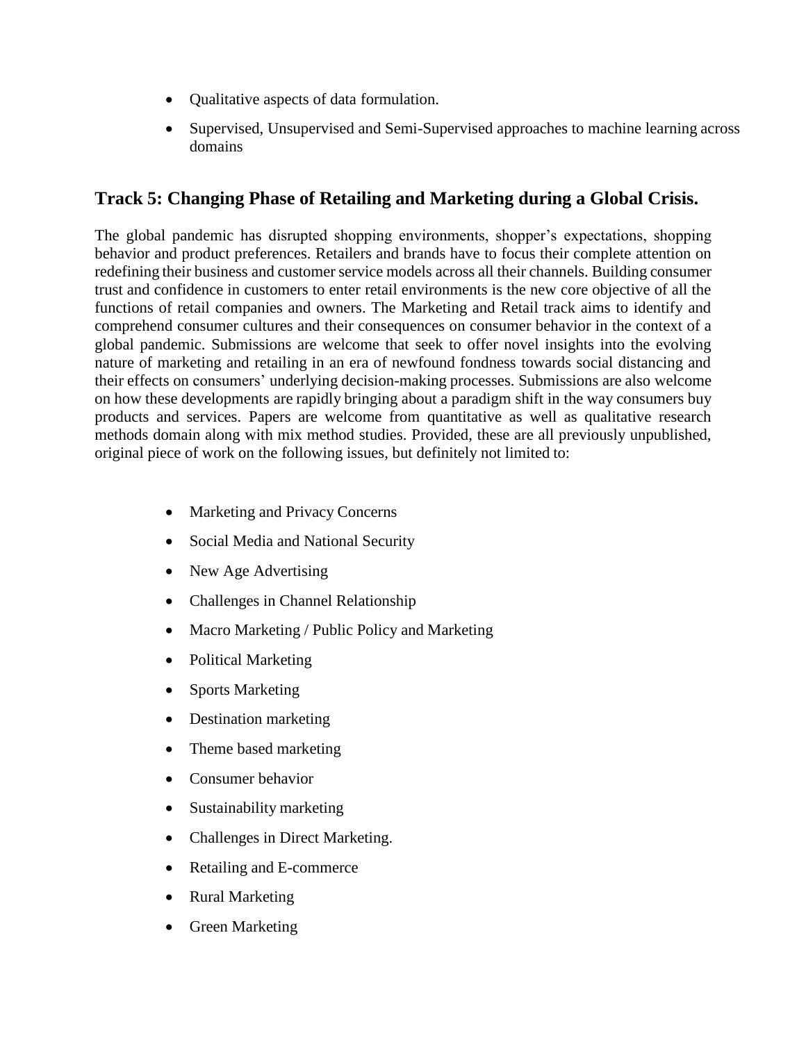- Qualitative aspects of data formulation.
- Supervised, Unsupervised and Semi-Supervised approaches to machine learning across domains

## Track 5: Changing Phase of Retailing and Marketing during a Global Crisis.

The global pandemic has disrupted shopping environments, shopper's expectations, shopping behavior and product preferences. Retailers and brands have to focus their complete attention on redefining their business and customer service models across all their channels. Building consumer trust and confidence in customers to enter retail environments is the new core objective of all the functions of retail companies and owners. The Marketing and Retail track aims to identify and comprehend consumer cultures and their consequences on consumer behavior in the context of a global pandemic. Submissions are welcome that seek to offer novel insights into the evolving nature of marketing and retailing in an era of newfound fondness towards social distancing and their effects on consumers' underlying decision-making processes. Submissions are also welcome on how these developments are rapidly bringing about a paradigm shift in the way consumers buy products and services. Papers are welcome from quantitative as well as qualitative research methods domain along with mix method studies. Provided, these are all previously unpublished, original piece of work on the following issues, but definitely not limited to:

- Marketing and Privacy Concerns
- Social Media and National Security
- New Age Advertising
- Challenges in Channel Relationship
- Macro Marketing / Public Policy and Marketing
- Political Marketing
- Sports Marketing
- Destination marketing
- Theme based marketing
- Consumer behavior
- Sustainability marketing
- Challenges in Direct Marketing.
- Retailing and E-commerce
- Rural Marketing
- Green Marketing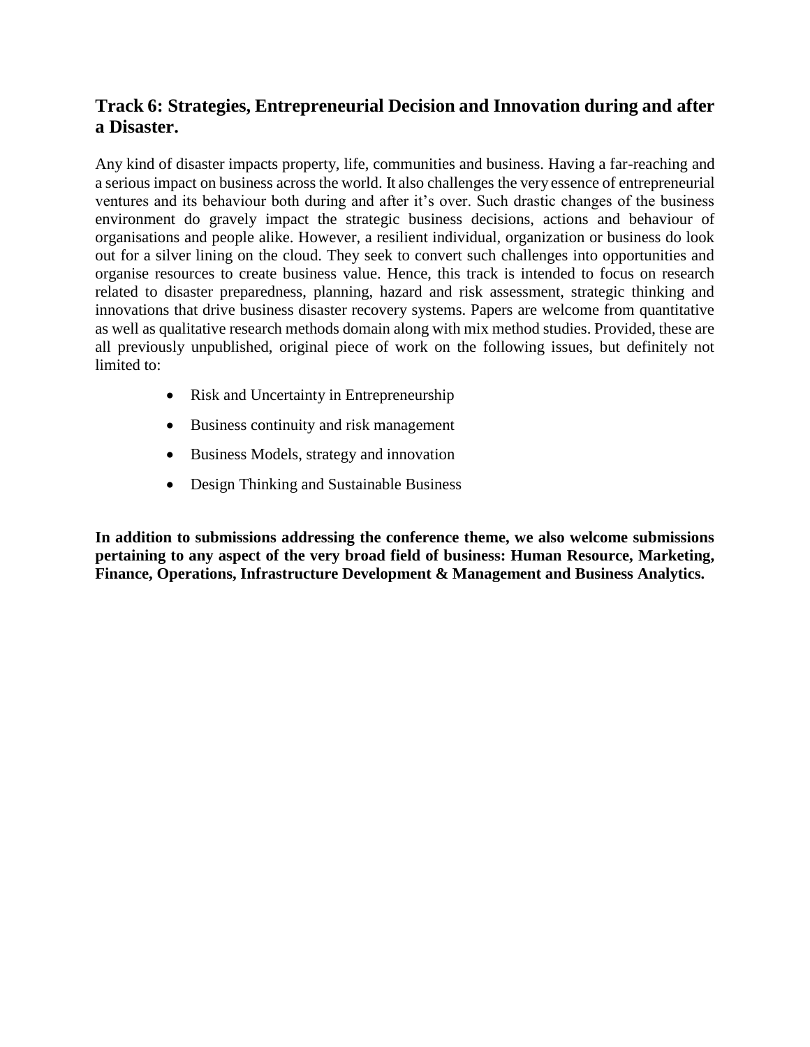## Track 6: Strategies, Entrepreneurial Decision and Innovation during and after a Disaster.

Any kind of disaster impacts property, life, communities and business. Having a far-reaching and a serious impact on business across the world. It also challenges the very essence of entrepreneurial ventures and its behaviour both during and after it's over. Such drastic changes of the business environment do gravely impact the strategic business decisions, actions and behaviour of organisations and people alike. However, a resilient individual, organization or business do look out for a silver lining on the cloud. They seek to convert such challenges into opportunities and organise resources to create business value. Hence, this track is intended to focus on research related to disaster preparedness, planning, hazard and risk assessment, strategic thinking and innovations that drive business disaster recovery systems. Papers are welcome from quantitative as well as qualitative research methods domain along with mix method studies. Provided, these are all previously unpublished, original piece of work on the following issues, but definitely not limited to:

- Risk and Uncertainty in Entrepreneurship
- Business continuity and risk management
- Business Models, strategy and innovation
- Design Thinking and Sustainable Business

**In addition to submissions addressing the conference theme, we also welcome submissions pertaining to any aspect of the very broad field of business: Human Resource, Marketing, Finance, Operations, Infrastructure Development & Management and Business Analytics.**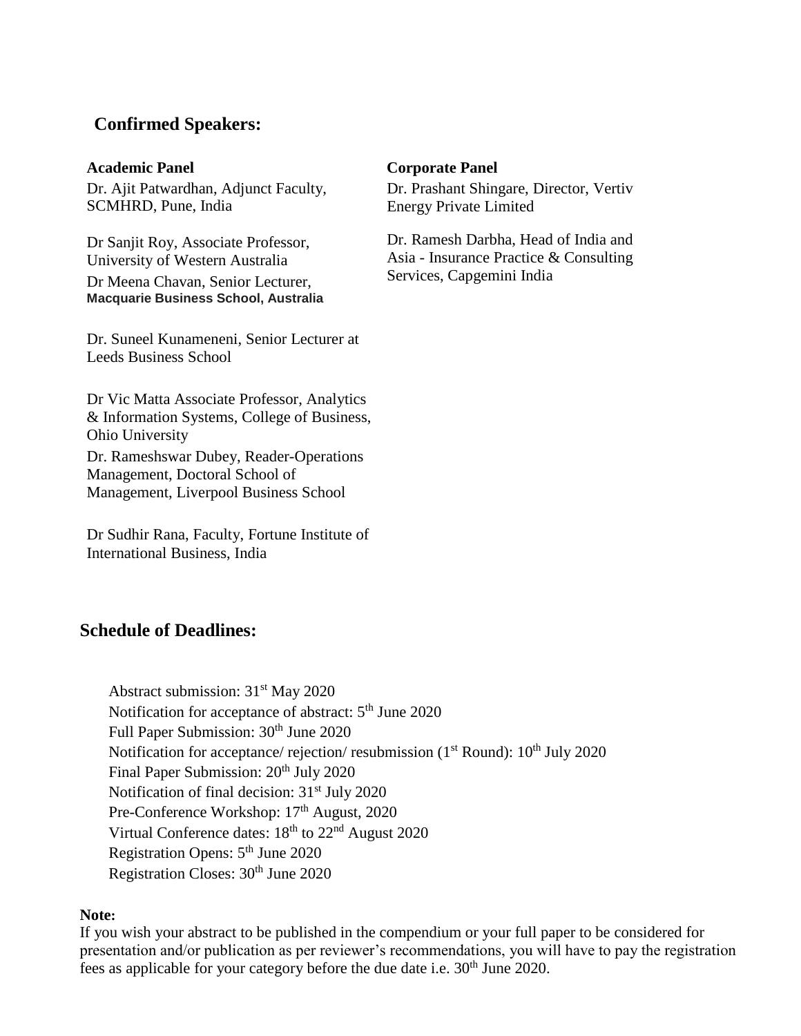## Confirmed Speakers:

### Academic Panel

Dr. Ajit Patwardhan, Adjunct Faculty, SCMHRD, Pune, India

Dr Sanjit Roy, Associate Professor, University of Western Australia

Dr Meena Chavan, Senior Lecturer, **Macquarie Business School, Australia**

Dr. Suneel Kunameneni, Senior Lecturer at Leeds Business School

Dr Vic Matta Associate Professor, Analytics & Information Systems, College of Business, Ohio University

Dr. Rameshswar Dubey, Reader-Operations Management, Doctoral School of Management, Liverpool Business School

Dr Sudhir Rana, Faculty, Fortune Institute of International Business, India

### Corporate Panel

Dr. Prashant Shingare, Director, Vertiv Energy Private Limited

Dr. Ramesh Darbha, Head of India and Asia - Insurance Practice & Consulting Services, Capgemini India

## Schedule of Deadlines:

Abstract submission: 31st May 2020
Notification for acceptance of abstract: 5th June 2020
Full Paper Submission: 30th June 2020
Notification for acceptance/ rejection/ resubmission (1st Round): 10th July 2020
Final Paper Submission: 20th July 2020
Notification of final decision: 31st July 2020
Pre-Conference Workshop: 17th August, 2020
Virtual Conference dates: 18th to 22nd August 2020
Registration Opens: 5th June 2020
Registration Closes: 30th June 2020

**Note:**
If you wish your abstract to be published in the compendium or your full paper to be considered for presentation and/or publication as per reviewer's recommendations, you will have to pay the registration fees as applicable for your category before the due date i.e. 30th June 2020.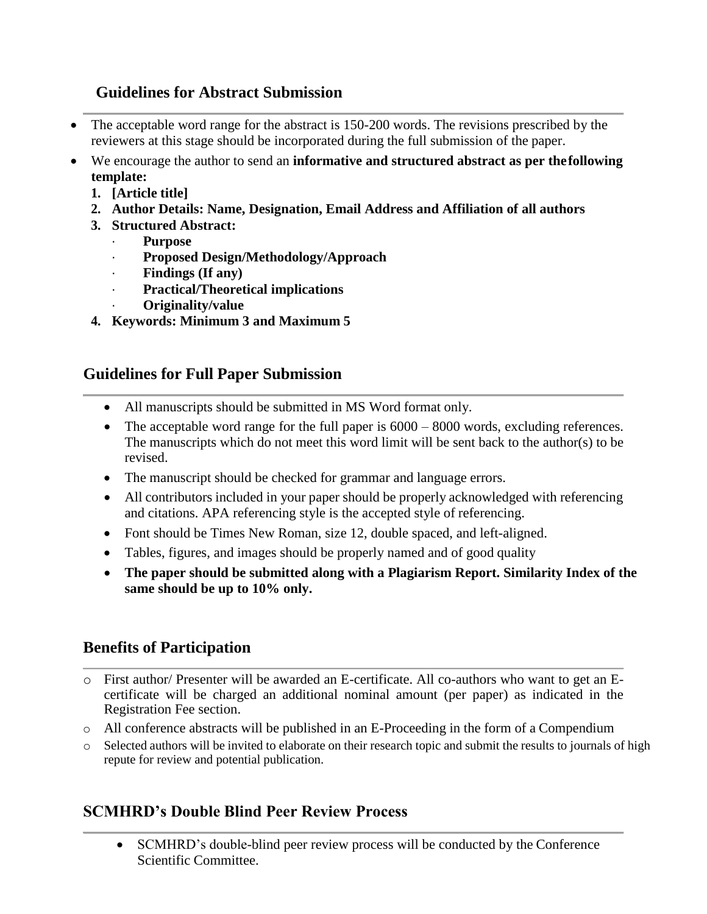## Guidelines for Abstract Submission

- The acceptable word range for the abstract is 150-200 words. The revisions prescribed by the reviewers at this stage should be incorporated during the full submission of the paper.
- We encourage the author to send an **informative and structured abstract as per the following template:**
  1. **[Article title]**
  2. **Author Details: Name, Designation, Email Address and Affiliation of all authors**
  3. **Structured Abstract:**
     - **Purpose**
     - **Proposed Design/Methodology/Approach**
     - **Findings (If any)**
     - **Practical/Theoretical implications**
     - **Originality/value**
  4. **Keywords: Minimum 3 and Maximum 5**

## Guidelines for Full Paper Submission

- All manuscripts should be submitted in MS Word format only.
- The acceptable word range for the full paper is 6000 – 8000 words, excluding references. The manuscripts which do not meet this word limit will be sent back to the author(s) to be revised.
- The manuscript should be checked for grammar and language errors.
- All contributors included in your paper should be properly acknowledged with referencing and citations. APA referencing style is the accepted style of referencing.
- Font should be Times New Roman, size 12, double spaced, and left-aligned.
- Tables, figures, and images should be properly named and of good quality
- **The paper should be submitted along with a Plagiarism Report. Similarity Index of the same should be up to 10% only.**

## Benefits of Participation

- First author/ Presenter will be awarded an E-certificate. All co-authors who want to get an E-certificate will be charged an additional nominal amount (per paper) as indicated in the Registration Fee section.
- All conference abstracts will be published in an E-Proceeding in the form of a Compendium
- Selected authors will be invited to elaborate on their research topic and submit the results to journals of high repute for review and potential publication.

## SCMHRD's Double Blind Peer Review Process

- SCMHRD's double-blind peer review process will be conducted by the Conference Scientific Committee.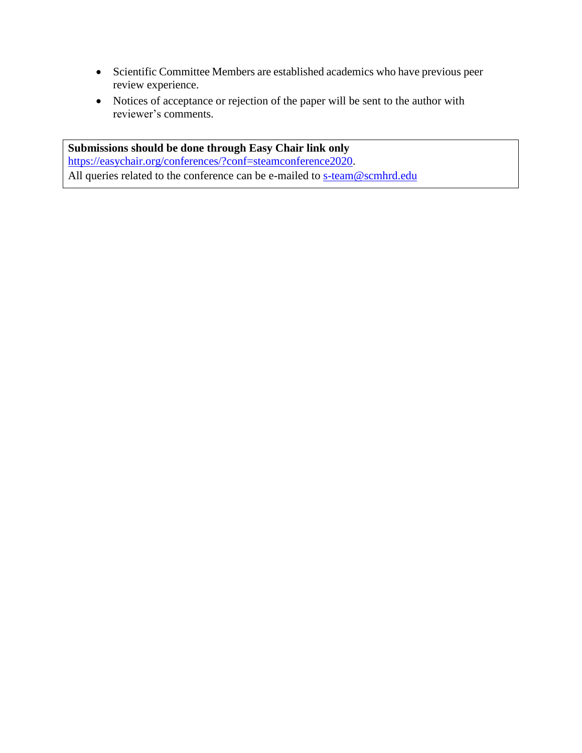- Scientific Committee Members are established academics who have previous peer review experience.
- Notices of acceptance or rejection of the paper will be sent to the author with reviewer's comments.

**Submissions should be done through Easy Chair link only**
https://easychair.org/conferences/?conf=steamconference2020.
All queries related to the conference can be e-mailed to s-team@scmhrd.edu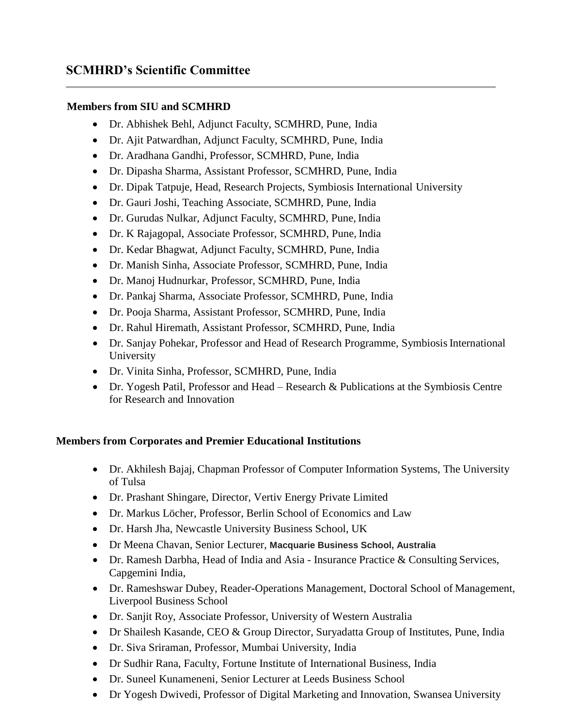## SCMHRD's Scientific Committee

### Members from SIU and SCMHRD

- Dr. Abhishek Behl, Adjunct Faculty, SCMHRD, Pune, India
- Dr. Ajit Patwardhan, Adjunct Faculty, SCMHRD, Pune, India
- Dr. Aradhana Gandhi, Professor, SCMHRD, Pune, India
- Dr. Dipasha Sharma, Assistant Professor, SCMHRD, Pune, India
- Dr. Dipak Tatpuje, Head, Research Projects, Symbiosis International University
- Dr. Gauri Joshi, Teaching Associate, SCMHRD, Pune, India
- Dr. Gurudas Nulkar, Adjunct Faculty, SCMHRD, Pune, India
- Dr. K Rajagopal, Associate Professor, SCMHRD, Pune, India
- Dr. Kedar Bhagwat, Adjunct Faculty, SCMHRD, Pune, India
- Dr. Manish Sinha, Associate Professor, SCMHRD, Pune, India
- Dr. Manoj Hudnurkar, Professor, SCMHRD, Pune, India
- Dr. Pankaj Sharma, Associate Professor, SCMHRD, Pune, India
- Dr. Pooja Sharma, Assistant Professor, SCMHRD, Pune, India
- Dr. Rahul Hiremath, Assistant Professor, SCMHRD, Pune, India
- Dr. Sanjay Pohekar, Professor and Head of Research Programme, Symbiosis International University
- Dr. Vinita Sinha, Professor, SCMHRD, Pune, India
- Dr. Yogesh Patil, Professor and Head – Research & Publications at the Symbiosis Centre for Research and Innovation

### Members from Corporates and Premier Educational Institutions

- Dr. Akhilesh Bajaj, Chapman Professor of Computer Information Systems, The University of Tulsa
- Dr. Prashant Shingare, Director, Vertiv Energy Private Limited
- Dr. Markus Löcher, Professor, Berlin School of Economics and Law
- Dr. Harsh Jha, Newcastle University Business School, UK
- Dr Meena Chavan, Senior Lecturer, Macquarie Business School, Australia
- Dr. Ramesh Darbha, Head of India and Asia - Insurance Practice & Consulting Services, Capgemini India,
- Dr. Rameshswar Dubey, Reader-Operations Management, Doctoral School of Management, Liverpool Business School
- Dr. Sanjit Roy, Associate Professor, University of Western Australia
- Dr Shailesh Kasande, CEO & Group Director, Suryadatta Group of Institutes, Pune, India
- Dr. Siva Sriraman, Professor, Mumbai University, India
- Dr Sudhir Rana, Faculty, Fortune Institute of International Business, India
- Dr. Suneel Kunameneni, Senior Lecturer at Leeds Business School
- Dr Yogesh Dwivedi, Professor of Digital Marketing and Innovation, Swansea University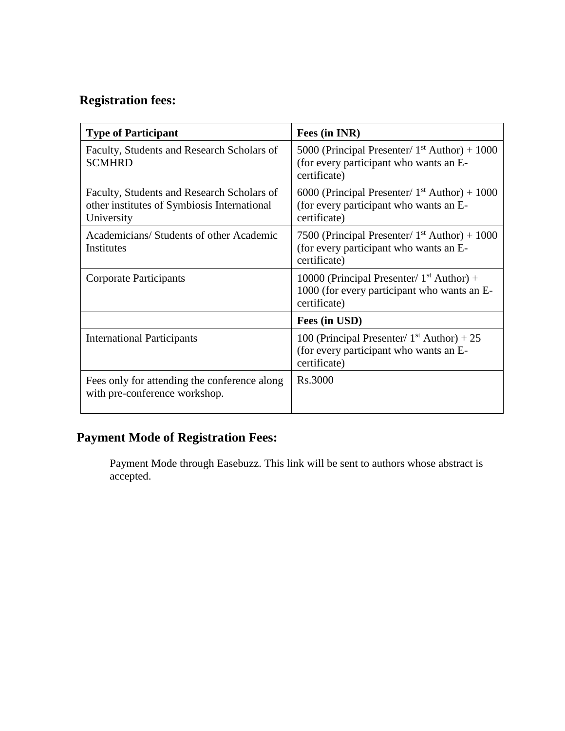## Registration fees:

| Type of Participant | Fees (in INR) |
|---|---|
| Faculty, Students and Research Scholars of SCMHRD | 5000 (Principal Presenter/ 1[st] Author) + 1000 (for every participant who wants an E-certificate) |
| Faculty, Students and Research Scholars of other institutes of Symbiosis International University | 6000 (Principal Presenter/ 1[st] Author) + 1000 (for every participant who wants an E-certificate) |
| Academicians/ Students of other Academic Institutes | 7500 (Principal Presenter/ 1[st] Author) + 1000 (for every participant who wants an E-certificate) |
| Corporate Participants | 10000 (Principal Presenter/ 1[st] Author) + 1000 (for every participant who wants an E-certificate) |
| | **Fees (in USD)** |
| International Participants | 100 (Principal Presenter/ 1[st] Author) + 25 (for every participant who wants an E-certificate) |
| Fees only for attending the conference along with pre-conference workshop. | Rs.3000 |

## Payment Mode of Registration Fees:

Payment Mode through Easebuzz. This link will be sent to authors whose abstract is accepted.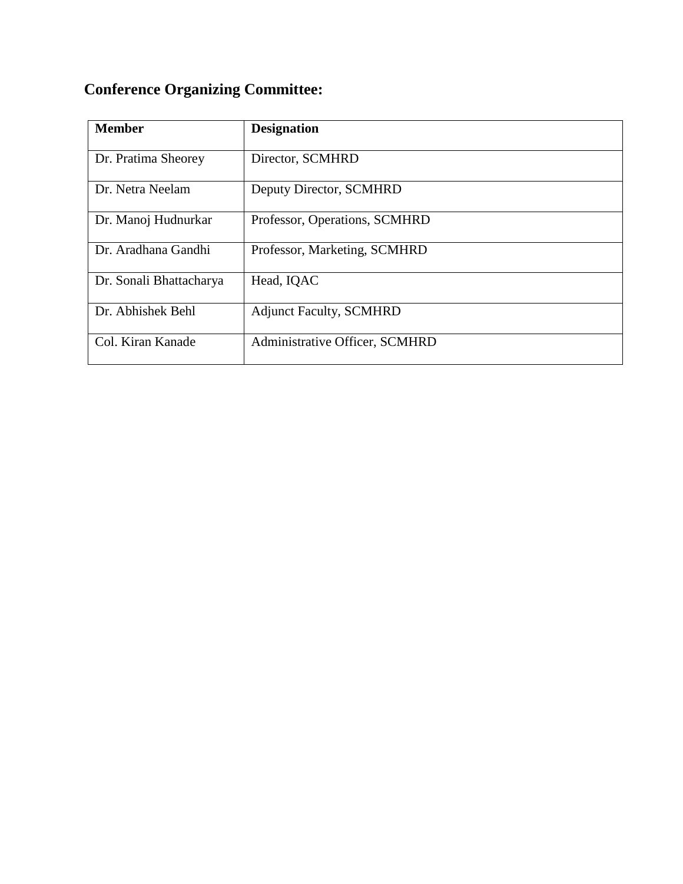## Conference Organizing Committee:

| Member | Designation |
|---|---|
| Dr. Pratima Sheorey | Director, SCMHRD |
| Dr. Netra Neelam | Deputy Director, SCMHRD |
| Dr. Manoj Hudnurkar | Professor, Operations, SCMHRD |
| Dr. Aradhana Gandhi | Professor, Marketing, SCMHRD |
| Dr. Sonali Bhattacharya | Head, IQAC |
| Dr. Abhishek Behl | Adjunct Faculty, SCMHRD |
| Col. Kiran Kanade | Administrative Officer, SCMHRD |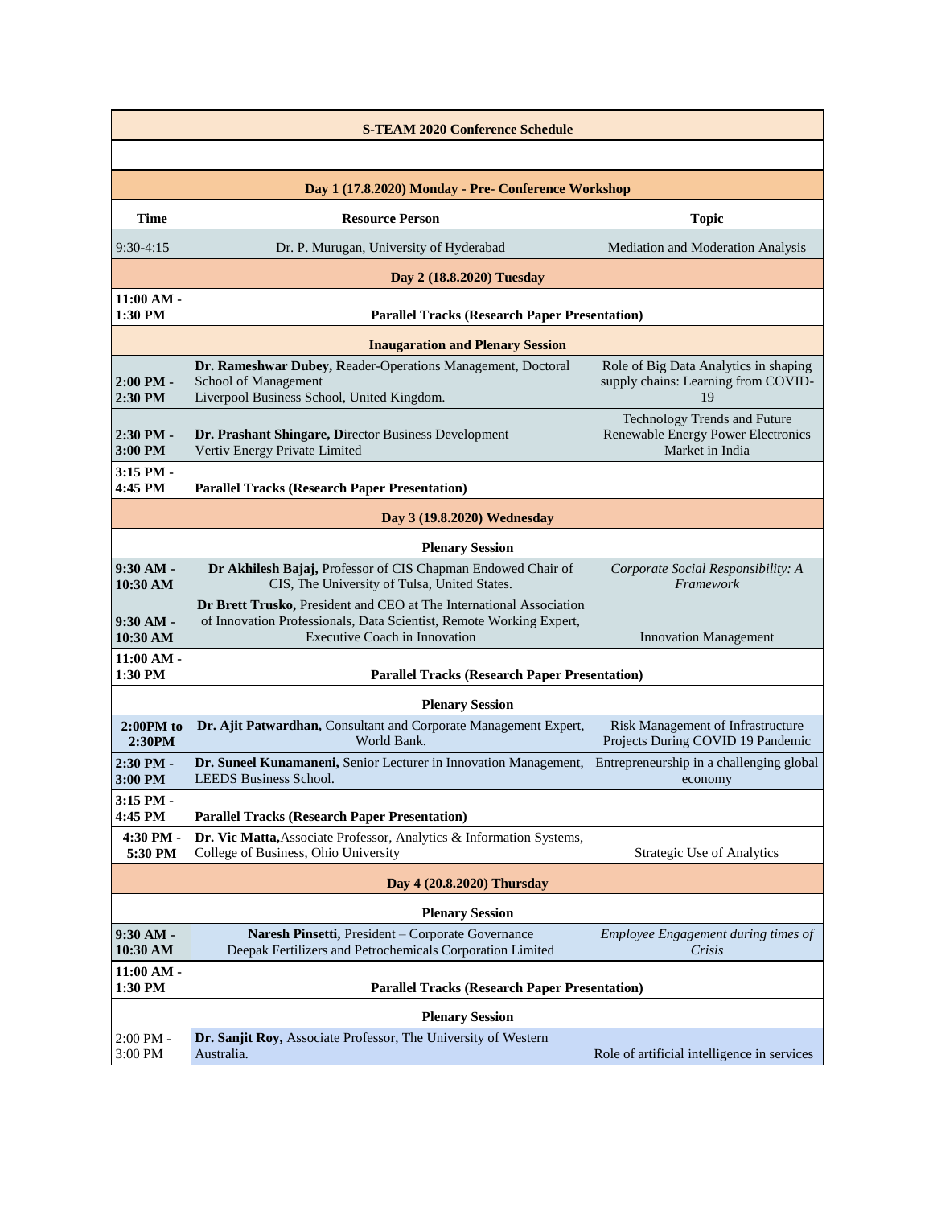| S-TEAM 2020 Conference Schedule | | |
|---|---|---|
| | | |
| **Day 1 (17.8.2020) Monday - Pre- Conference Workshop** | | |
| **Time** | **Resource Person** | **Topic** |
| 9:30-4:15 | Dr. P. Murugan, University of Hyderabad | Mediation and Moderation Analysis |
| **Day 2 (18.8.2020) Tuesday** | | |
| **11:00 AM - 1:30 PM** | **Parallel Tracks (Research Paper Presentation)** | |
| **Inaugaration and Plenary Session** | | |
| **2:00 PM - 2:30 PM** | **Dr. Rameshwar Dubey, R**eader-Operations Management, Doctoral School of Management Liverpool Business School, United Kingdom. | Role of Big Data Analytics in shaping supply chains: Learning from COVID-19 |
| **2:30 PM - 3:00 PM** | **Dr. Prashant Shingare, D**irector Business Development Vertiv Energy Private Limited | Technology Trends and Future Renewable Energy Power Electronics Market in India |
| **3:15 PM - 4:45 PM** | **Parallel Tracks (Research Paper Presentation)** | |
| **Day 3 (19.8.2020) Wednesday** | | |
| **Plenary Session** | | |
| **9:30 AM - 10:30 AM** | **Dr Akhilesh Bajaj,** Professor of CIS Chapman Endowed Chair of CIS, The University of Tulsa, United States. | *Corporate Social Responsibility: A Framework* |
| **9:30 AM - 10:30 AM** | **Dr Brett Trusko,** President and CEO at The International Association of Innovation Professionals, Data Scientist, Remote Working Expert, Executive Coach in Innovation | Innovation Management |
| **11:00 AM - 1:30 PM** | **Parallel Tracks (Research Paper Presentation)** | |
| **Plenary Session** | | |
| **2:00PM to 2:30PM** | **Dr. Ajit Patwardhan,** Consultant and Corporate Management Expert, World Bank. | Risk Management of Infrastructure Projects During COVID 19 Pandemic |
| **2:30 PM - 3:00 PM** | **Dr. Suneel Kunamaneni,** Senior Lecturer in Innovation Management, LEEDS Business School. | Entrepreneurship in a challenging global economy |
| **3:15 PM - 4:45 PM** | **Parallel Tracks (Research Paper Presentation)** | |
| **4:30 PM - 5:30 PM** | **Dr. Vic Matta,**Associate Professor, Analytics & Information Systems, College of Business, Ohio University | Strategic Use of Analytics |
| **Day 4 (20.8.2020) Thursday** | | |
| **Plenary Session** | | |
| **9:30 AM - 10:30 AM** | **Naresh Pinsetti,** President – Corporate Governance Deepak Fertilizers and Petrochemicals Corporation Limited | *Employee Engagement during times of Crisis* |
| **11:00 AM - 1:30 PM** | **Parallel Tracks (Research Paper Presentation)** | |
| **Plenary Session** | | |
| 2:00 PM - 3:00 PM | **Dr. Sanjit Roy,** Associate Professor, The University of Western Australia. | Role of artificial intelligence in services |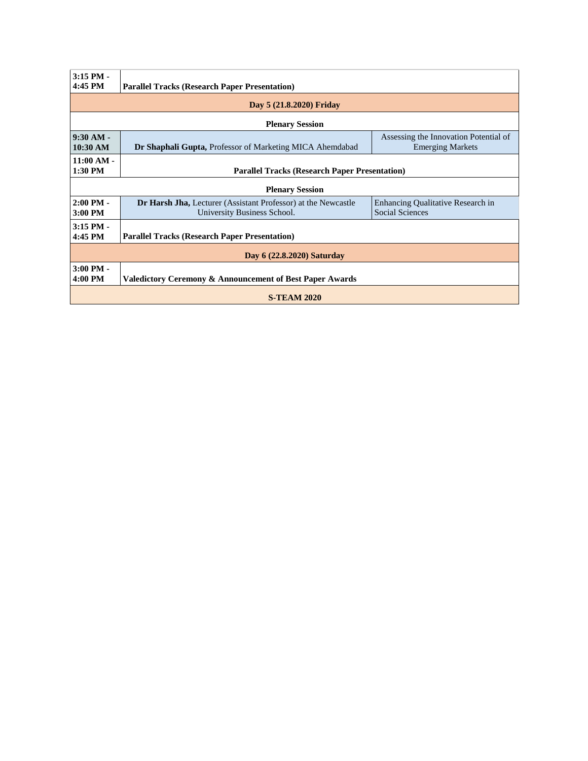| 3:15 PM - 4:45 PM | **Parallel Tracks (Research Paper Presentation)** | |
|---|---|---|
| **Day 5 (21.8.2020) Friday** | | |
| **Plenary Session** | | |
| **9:30 AM - 10:30 AM** | **Dr Shaphali Gupta,** Professor of Marketing MICA Ahemdabad | Assessing the Innovation Potential of Emerging Markets |
| **11:00 AM - 1:30 PM** | **Parallel Tracks (Research Paper Presentation)** | |
| **Plenary Session** | | |
| **2:00 PM - 3:00 PM** | **Dr Harsh Jha,** Lecturer (Assistant Professor) at the Newcastle University Business School. | Enhancing Qualitative Research in Social Sciences |
| **3:15 PM - 4:45 PM** | **Parallel Tracks (Research Paper Presentation)** | |
| **Day 6 (22.8.2020) Saturday** | | |
| **3:00 PM - 4:00 PM** | **Valedictory Ceremony & Announcement of Best Paper Awards** | |
| **S-TEAM 2020** | | |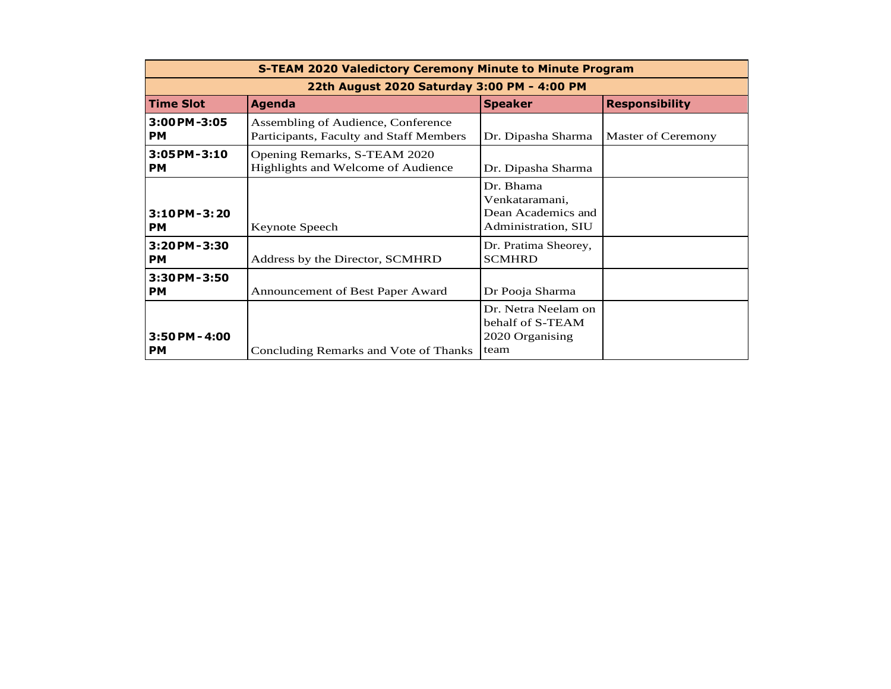| S-TEAM 2020 Valedictory Ceremony Minute to Minute Program | | | |
|---|---|---|---|
| 22th August 2020 Saturday 3:00 PM - 4:00 PM | | | |
| **Time Slot** | **Agenda** | **Speaker** | **Responsibility** |
| **3:00 PM - 3:05 PM** | Assembling of Audience, Conference Participants, Faculty and Staff Members | Dr. Dipasha Sharma | Master of Ceremony |
| **3:05 PM - 3:10 PM** | Opening Remarks, S-TEAM 2020 Highlights and Welcome of Audience | Dr. Dipasha Sharma | |
| **3:10 PM - 3:20 PM** | Keynote Speech | Dr. Bhama Venkataramani, Dean Academics and Administration, SIU | |
| **3:20 PM - 3:30 PM** | Address by the Director, SCMHRD | Dr. Pratima Sheorey, SCMHRD | |
| **3:30 PM - 3:50 PM** | Announcement of Best Paper Award | Dr Pooja Sharma | |
| **3:50 PM - 4:00 PM** | Concluding Remarks and Vote of Thanks | Dr. Netra Neelam on behalf of S-TEAM 2020 Organising team | |